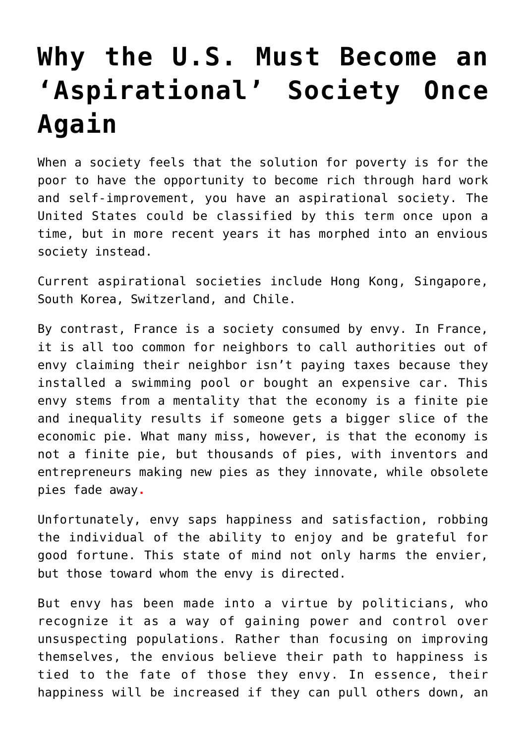# Why the U.S. Must Become an 'Aspirational' Society Once Again

When a society feels that the solution for poverty is for the poor to have the opportunity to become rich through hard work and self-improvement, you have an aspirational society. The United States could be classified by this term once upon a time, but in more recent years it has morphed into an envious society instead.

Current aspirational societies include Hong Kong, Singapore, South Korea, Switzerland, and Chile.

By contrast, France is a society consumed by envy. In France, it is all too common for neighbors to call authorities out of envy claiming their neighbor isn't paying taxes because they installed a swimming pool or bought an expensive car. This envy stems from a mentality that the economy is a finite pie and inequality results if someone gets a bigger slice of the economic pie. What many miss, however, is that the economy is not a finite pie, but thousands of pies, with inventors and entrepreneurs making new pies as they innovate, while obsolete pies fade away.

Unfortunately, envy saps happiness and satisfaction, robbing the individual of the ability to enjoy and be grateful for good fortune. This state of mind not only harms the envier, but those toward whom the envy is directed.

But envy has been made into a virtue by politicians, who recognize it as a way of gaining power and control over unsuspecting populations. Rather than focusing on improving themselves, the envious believe their path to happiness is tied to the fate of those they envy. In essence, their happiness will be increased if they can pull others down, an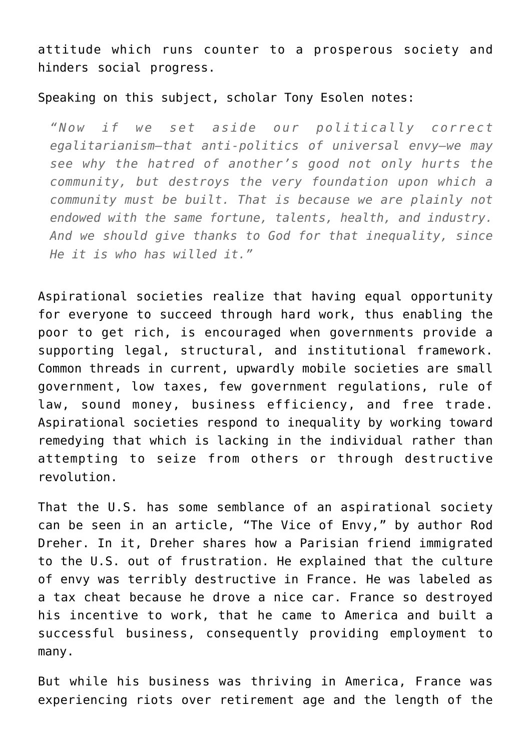attitude which runs counter to a prosperous society and hinders social progress.

Speaking on this subject, scholar Tony Esolen notes:

> *"Now if we set aside our politically correct egalitarianism—that anti-politics of universal envy—we may see why the hatred of another's good not only hurts the community, but destroys the very foundation upon which a community must be built. That is because we are plainly not endowed with the same fortune, talents, health, and industry. And we should give thanks to God for that inequality, since He it is who has willed it."*

Aspirational societies realize that having equal opportunity for everyone to succeed through hard work, thus enabling the poor to get rich, is encouraged when governments provide a supporting legal, structural, and institutional framework. Common threads in current, upwardly mobile societies are small government, low taxes, few government regulations, rule of law, sound money, business efficiency, and free trade. Aspirational societies respond to inequality by working toward remedying that which is lacking in the individual rather than attempting to seize from others or through destructive revolution.

That the U.S. has some semblance of an aspirational society can be seen in an article, "The Vice of Envy," by author Rod Dreher. In it, Dreher shares how a Parisian friend immigrated to the U.S. out of frustration. He explained that the culture of envy was terribly destructive in France. He was labeled as a tax cheat because he drove a nice car. France so destroyed his incentive to work, that he came to America and built a successful business, consequently providing employment to many.

But while his business was thriving in America, France was experiencing riots over retirement age and the length of the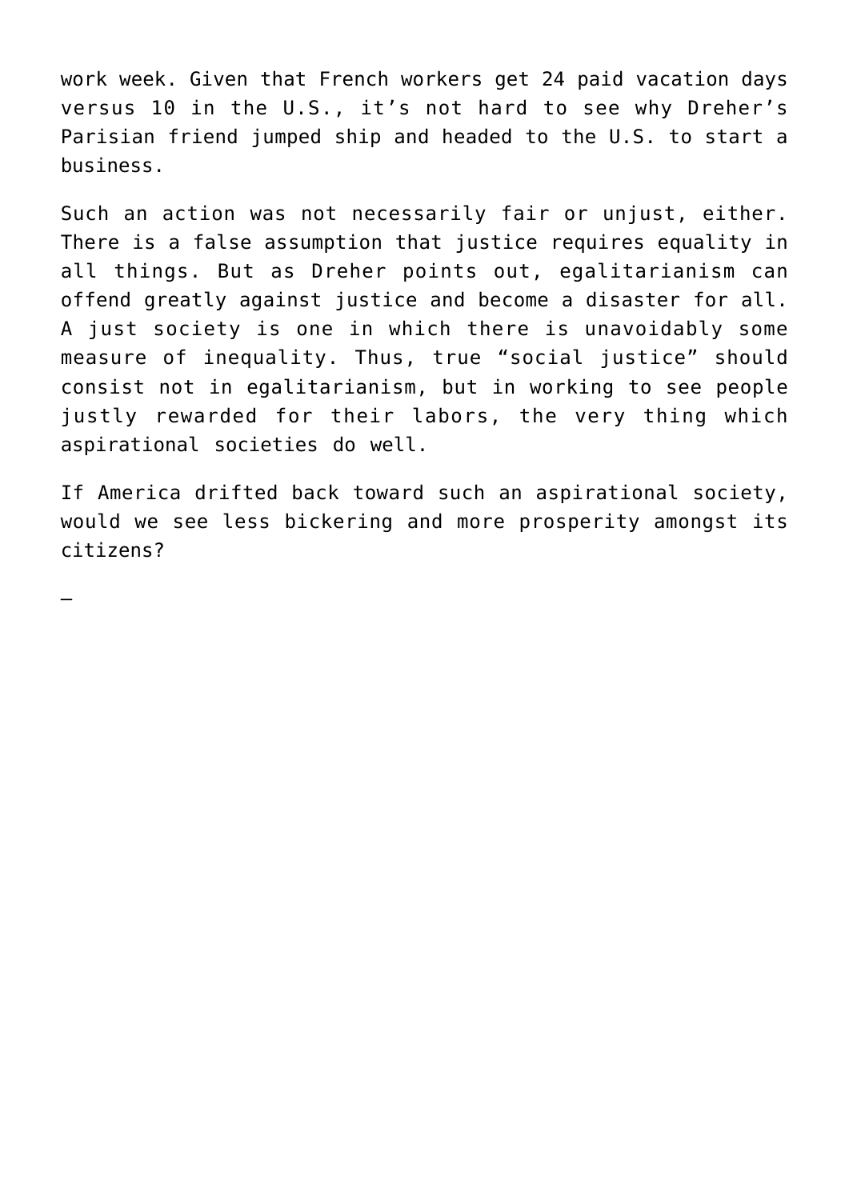work week. Given that French workers get 24 paid vacation days versus 10 in the U.S., it's not hard to see why Dreher's Parisian friend jumped ship and headed to the U.S. to start a business.

Such an action was not necessarily fair or unjust, either. There is a false assumption that justice requires equality in all things. But as Dreher points out, egalitarianism can offend greatly against justice and become a disaster for all. A just society is one in which there is unavoidably some measure of inequality. Thus, true "social justice" should consist not in egalitarianism, but in working to see people justly rewarded for their labors, the very thing which aspirational societies do well.

If America drifted back toward such an aspirational society, would we see less bickering and more prosperity amongst its citizens?

—